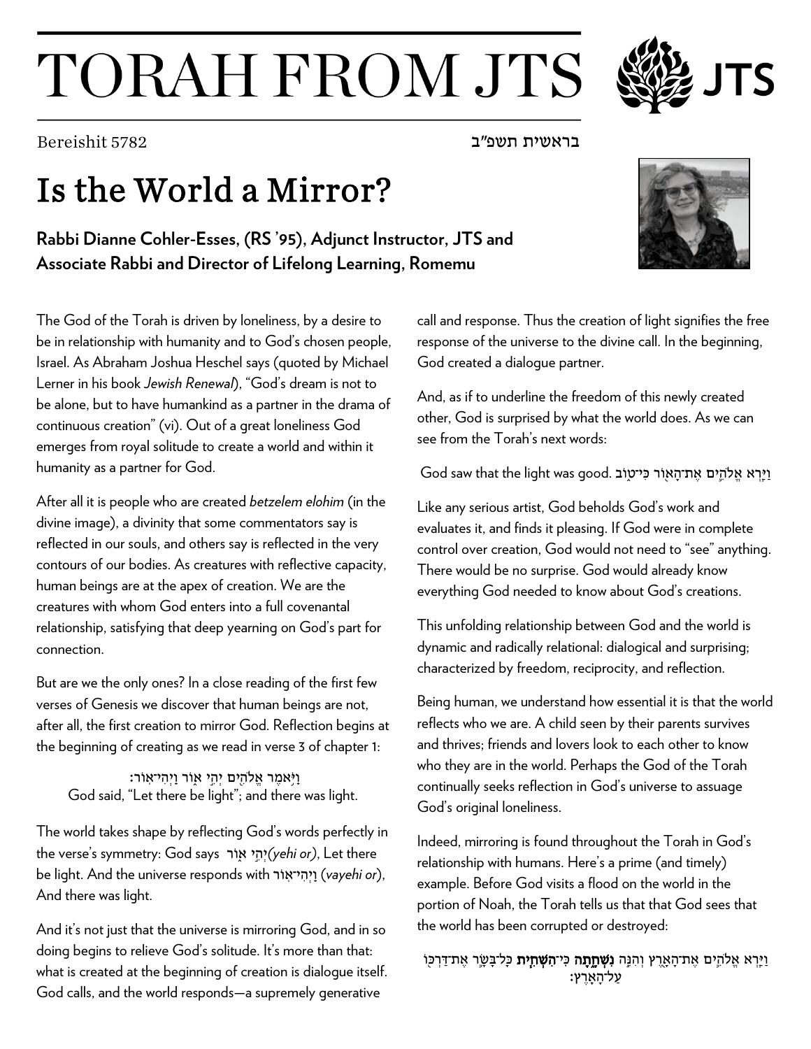# TORAH FROM JTS

Bereishit 5782 בראשית תשפ״ב

## Is the World a Mirror?

**Rabbi Dianne Cohler-Esses, (RS '95), Adjunct Instructor, JTS and Associate Rabbi and Director of Lifelong Learning, Romemu**

The God of the Torah is driven by loneliness, by a desire to be in relationship with humanity and to God's chosen people, Israel. As Abraham Joshua Heschel says (quoted by Michael Lerner in his book *Jewish Renewal*), "God's dream is not to be alone, but to have humankind as a partner in the drama of continuous creation" (vi). Out of a great loneliness God emerges from royal solitude to create a world and within it humanity as a partner for God.

After all it is people who are created *betzelem elohim* (in the divine image), a divinity that some commentators say is reflected in our souls, and others say is reflected in the very contours of our bodies. As creatures with reflective capacity, human beings are at the apex of creation. We are the creatures with whom God enters into a full covenantal relationship, satisfying that deep yearning on God's part for connection.

But are we the only ones? In a close reading of the first few verses of Genesis we discover that human beings are not, after all, the first creation to mirror God. Reflection begins at the beginning of creating as we read in verse 3 of chapter 1:

וַיֹּ֥אמֶר אֱלֹהִ֖ים יְהִ֣י א֑וֹר וַֽיְהִי־אֽוֹר׃
God said, "Let there be light"; and there was light.

The world takes shape by reflecting God's words perfectly in the verse's symmetry: God says יְהִ֣י א֑וֹר *(yehi or)*, Let there be light. And the universe responds with וַֽיְהִי־אֽוֹר (*vayehi or*), And there was light.

And it's not just that the universe is mirroring God, and in so doing begins to relieve God's solitude. It's more than that: what is created at the beginning of creation is dialogue itself. God calls, and the world responds—a supremely generative call and response. Thus the creation of light signifies the free response of the universe to the divine call. In the beginning, God created a dialogue partner.

And, as if to underline the freedom of this newly created other, God is surprised by what the world does. As we can see from the Torah's next words:

God saw that the light was good. וַיַּ֧רְא אֱלֹהִ֛ים אֶת־הָא֖וֹר כִּי־ט֑וֹב

Like any serious artist, God beholds God's work and evaluates it, and finds it pleasing. If God were in complete control over creation, God would not need to "see" anything. There would be no surprise. God would already know everything God needed to know about God's creations.

This unfolding relationship between God and the world is dynamic and radically relational: dialogical and surprising; characterized by freedom, reciprocity, and reflection.

Being human, we understand how essential it is that the world reflects who we are. A child seen by their parents survives and thrives; friends and lovers look to each other to know who they are in the world. Perhaps the God of the Torah continually seeks reflection in God's universe to assuage God's original loneliness.

Indeed, mirroring is found throughout the Torah in God's relationship with humans. Here's a prime (and timely) example. Before God visits a flood on the world in the portion of Noah, the Torah tells us that that God sees that the world has been corrupted or destroyed:

וַיַּ֧רְא אֱלֹהִ֛ים אֶת־הָאָ֖רֶץ וְהִנֵּ֣ה **נִשְׁחָ֑תָה** כִּֽי־**הִשְׁחִ֧ית** כׇּל־בָּשָׂ֛ר אֶת־דַּרְכּ֖וֹ עַל־הָאָֽרֶץ׃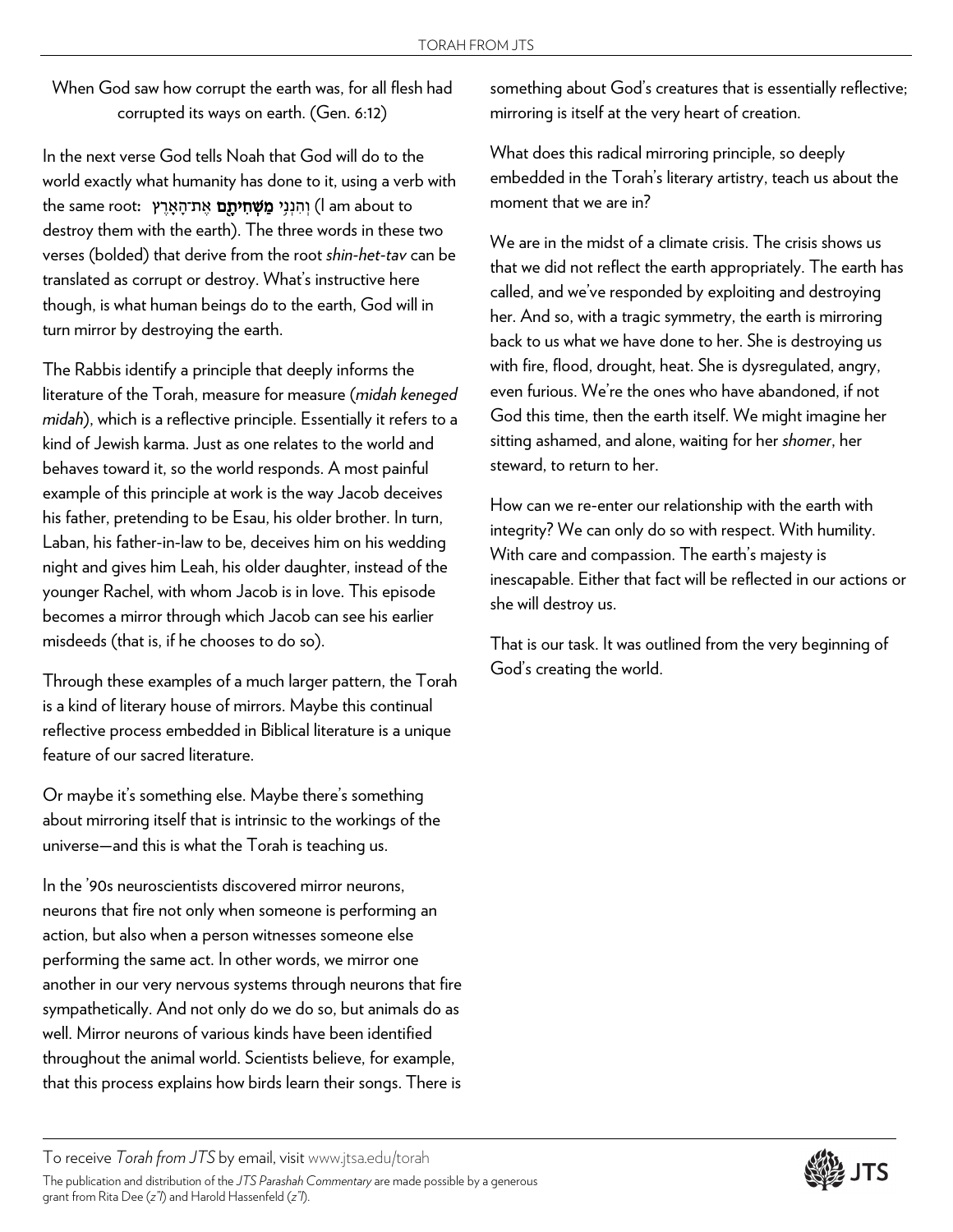When God saw how corrupt the earth was, for all flesh had corrupted its ways on earth. (Gen. 6:12)

In the next verse God tells Noah that God will do to the world exactly what humanity has done to it, using a verb with the same root: וְהִנְנִ֥י **מַשְׁחִיתָ֖ם** אֶת־הָאָֽרֶץ (I am about to destroy them with the earth). The three words in these two verses (bolded) that derive from the root *shin-het-tav* can be translated as corrupt or destroy. What's instructive here though, is what human beings do to the earth, God will in turn mirror by destroying the earth.

The Rabbis identify a principle that deeply informs the literature of the Torah, measure for measure (*midah keneged midah*), which is a reflective principle. Essentially it refers to a kind of Jewish karma. Just as one relates to the world and behaves toward it, so the world responds. A most painful example of this principle at work is the way Jacob deceives his father, pretending to be Esau, his older brother. In turn, Laban, his father-in-law to be, deceives him on his wedding night and gives him Leah, his older daughter, instead of the younger Rachel, with whom Jacob is in love. This episode becomes a mirror through which Jacob can see his earlier misdeeds (that is, if he chooses to do so).

Through these examples of a much larger pattern, the Torah is a kind of literary house of mirrors. Maybe this continual reflective process embedded in Biblical literature is a unique feature of our sacred literature.

Or maybe it's something else. Maybe there's something about mirroring itself that is intrinsic to the workings of the universe—and this is what the Torah is teaching us.

In the '90s neuroscientists discovered mirror neurons, neurons that fire not only when someone is performing an action, but also when a person witnesses someone else performing the same act. In other words, we mirror one another in our very nervous systems through neurons that fire sympathetically. And not only do we do so, but animals do as well. Mirror neurons of various kinds have been identified throughout the animal world. Scientists believe, for example, that this process explains how birds learn their songs. There is something about God's creatures that is essentially reflective; mirroring is itself at the very heart of creation.

What does this radical mirroring principle, so deeply embedded in the Torah's literary artistry, teach us about the moment that we are in?

We are in the midst of a climate crisis. The crisis shows us that we did not reflect the earth appropriately. The earth has called, and we've responded by exploiting and destroying her. And so, with a tragic symmetry, the earth is mirroring back to us what we have done to her. She is destroying us with fire, flood, drought, heat. She is dysregulated, angry, even furious. We're the ones who have abandoned, if not God this time, then the earth itself. We might imagine her sitting ashamed, and alone, waiting for her *shomer*, her steward, to return to her.

How can we re-enter our relationship with the earth with integrity? We can only do so with respect. With humility. With care and compassion. The earth's majesty is inescapable. Either that fact will be reflected in our actions or she will destroy us.

That is our task. It was outlined from the very beginning of God's creating the world.

To receive *Torah from JTS* by email, visit www.jtsa.edu/torah

The publication and distribution of the *JTS Parashah Commentary* are made possible by a generous grant from Rita Dee (*z"l*) and Harold Hassenfeld (*z"l*).